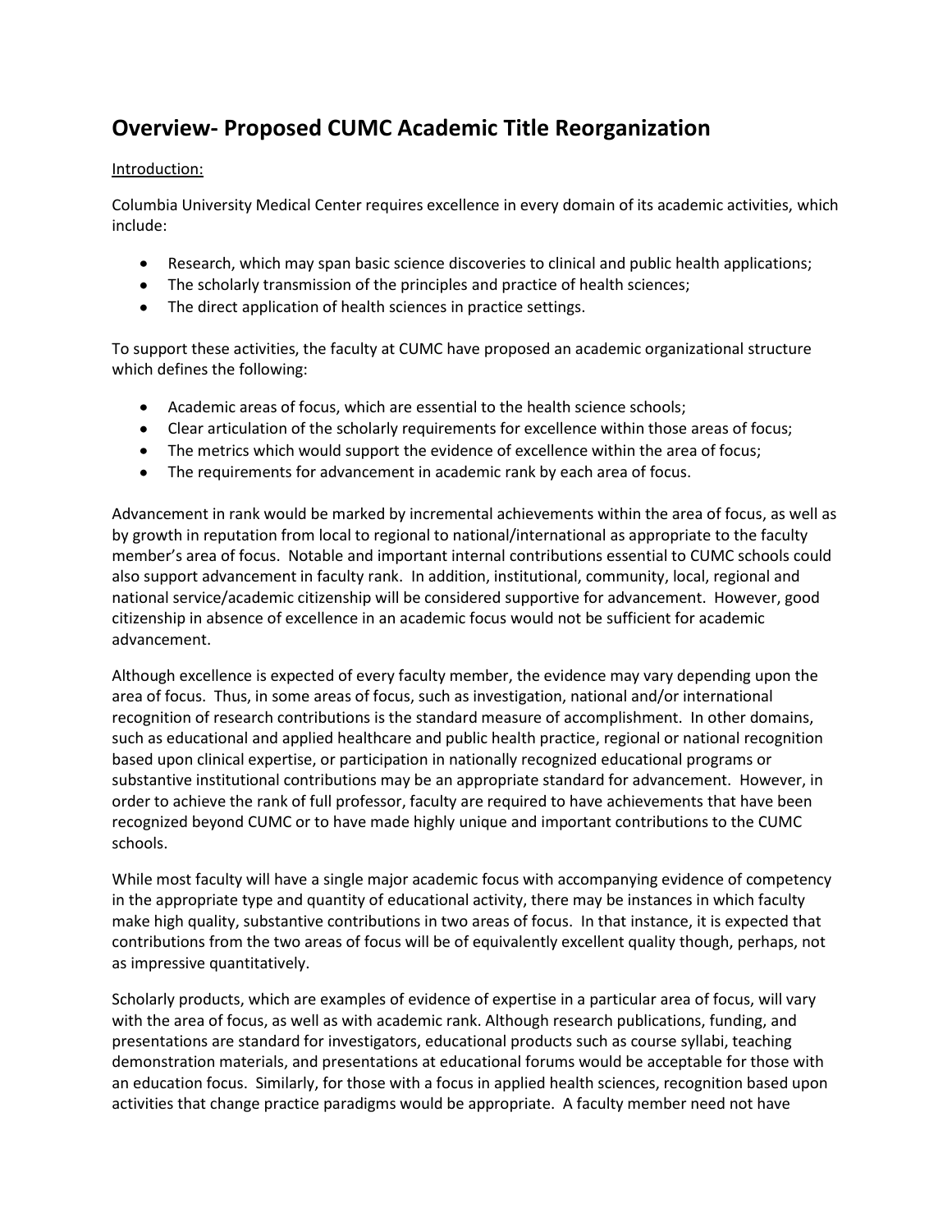# Overview- Proposed CUMC Academic Title Reorganization

<u>Introduction:</u>

Columbia University Medical Center requires excellence in every domain of its academic activities, which include:

- Research, which may span basic science discoveries to clinical and public health applications;
- The scholarly transmission of the principles and practice of health sciences;
- The direct application of health sciences in practice settings.

To support these activities, the faculty at CUMC have proposed an academic organizational structure which defines the following:

- Academic areas of focus, which are essential to the health science schools;
- Clear articulation of the scholarly requirements for excellence within those areas of focus;
- The metrics which would support the evidence of excellence within the area of focus;
- The requirements for advancement in academic rank by each area of focus.

Advancement in rank would be marked by incremental achievements within the area of focus, as well as by growth in reputation from local to regional to national/international as appropriate to the faculty member's area of focus. Notable and important internal contributions essential to CUMC schools could also support advancement in faculty rank. In addition, institutional, community, local, regional and national service/academic citizenship will be considered supportive for advancement. However, good citizenship in absence of excellence in an academic focus would not be sufficient for academic advancement.

Although excellence is expected of every faculty member, the evidence may vary depending upon the area of focus. Thus, in some areas of focus, such as investigation, national and/or international recognition of research contributions is the standard measure of accomplishment. In other domains, such as educational and applied healthcare and public health practice, regional or national recognition based upon clinical expertise, or participation in nationally recognized educational programs or substantive institutional contributions may be an appropriate standard for advancement. However, in order to achieve the rank of full professor, faculty are required to have achievements that have been recognized beyond CUMC or to have made highly unique and important contributions to the CUMC schools.

While most faculty will have a single major academic focus with accompanying evidence of competency in the appropriate type and quantity of educational activity, there may be instances in which faculty make high quality, substantive contributions in two areas of focus. In that instance, it is expected that contributions from the two areas of focus will be of equivalently excellent quality though, perhaps, not as impressive quantitatively.

Scholarly products, which are examples of evidence of expertise in a particular area of focus, will vary with the area of focus, as well as with academic rank. Although research publications, funding, and presentations are standard for investigators, educational products such as course syllabi, teaching demonstration materials, and presentations at educational forums would be acceptable for those with an education focus. Similarly, for those with a focus in applied health sciences, recognition based upon activities that change practice paradigms would be appropriate. A faculty member need not have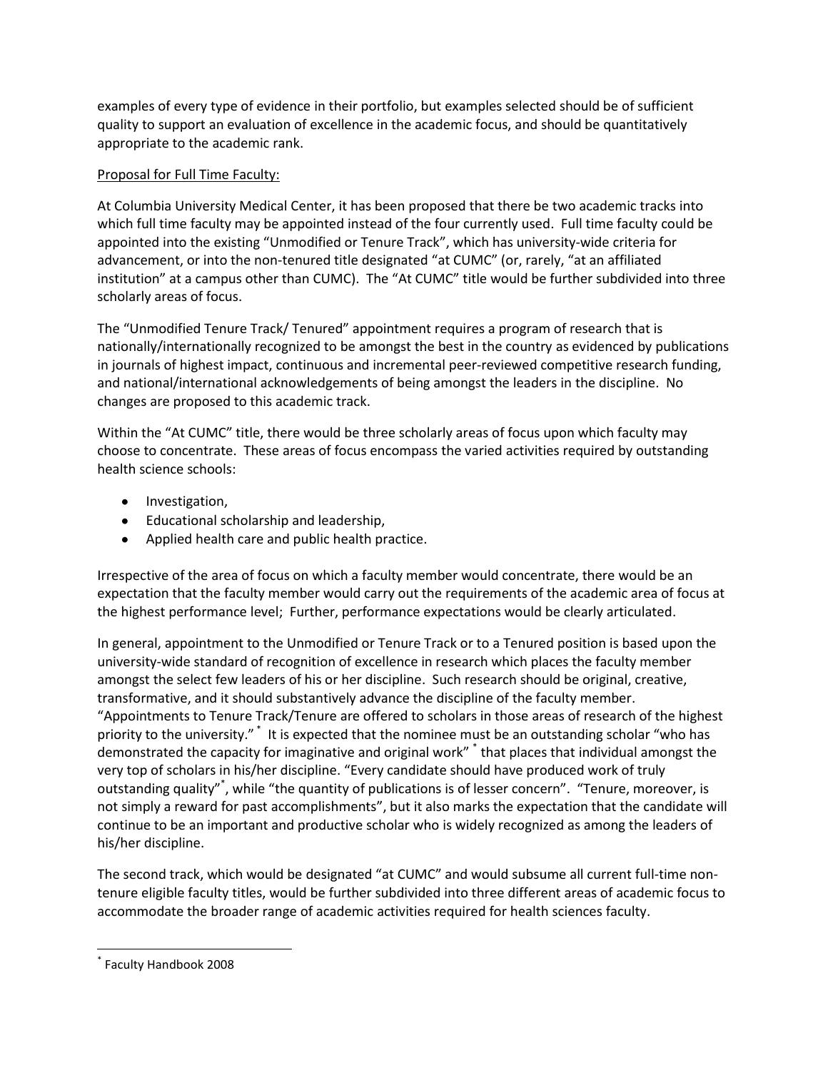examples of every type of evidence in their portfolio, but examples selected should be of sufficient quality to support an evaluation of excellence in the academic focus, and should be quantitatively appropriate to the academic rank.

Proposal for Full Time Faculty:

At Columbia University Medical Center, it has been proposed that there be two academic tracks into which full time faculty may be appointed instead of the four currently used. Full time faculty could be appointed into the existing "Unmodified or Tenure Track", which has university-wide criteria for advancement, or into the non-tenured title designated "at CUMC" (or, rarely, "at an affiliated institution" at a campus other than CUMC). The "At CUMC" title would be further subdivided into three scholarly areas of focus.

The "Unmodified Tenure Track/ Tenured" appointment requires a program of research that is nationally/internationally recognized to be amongst the best in the country as evidenced by publications in journals of highest impact, continuous and incremental peer-reviewed competitive research funding, and national/international acknowledgements of being amongst the leaders in the discipline. No changes are proposed to this academic track.

Within the "At CUMC" title, there would be three scholarly areas of focus upon which faculty may choose to concentrate. These areas of focus encompass the varied activities required by outstanding health science schools:

- Investigation,
- Educational scholarship and leadership,
- Applied health care and public health practice.

Irrespective of the area of focus on which a faculty member would concentrate, there would be an expectation that the faculty member would carry out the requirements of the academic area of focus at the highest performance level; Further, performance expectations would be clearly articulated.

In general, appointment to the Unmodified or Tenure Track or to a Tenured position is based upon the university-wide standard of recognition of excellence in research which places the faculty member amongst the select few leaders of his or her discipline. Such research should be original, creative, transformative, and it should substantively advance the discipline of the faculty member. "Appointments to Tenure Track/Tenure are offered to scholars in those areas of research of the highest priority to the university." [*] It is expected that the nominee must be an outstanding scholar "who has demonstrated the capacity for imaginative and original work" [*] that places that individual amongst the very top of scholars in his/her discipline. "Every candidate should have produced work of truly outstanding quality"[*], while "the quantity of publications is of lesser concern". "Tenure, moreover, is not simply a reward for past accomplishments", but it also marks the expectation that the candidate will continue to be an important and productive scholar who is widely recognized as among the leaders of his/her discipline.

The second track, which would be designated "at CUMC" and would subsume all current full-time non-tenure eligible faculty titles, would be further subdivided into three different areas of academic focus to accommodate the broader range of academic activities required for health sciences faculty.

---

[*] Faculty Handbook 2008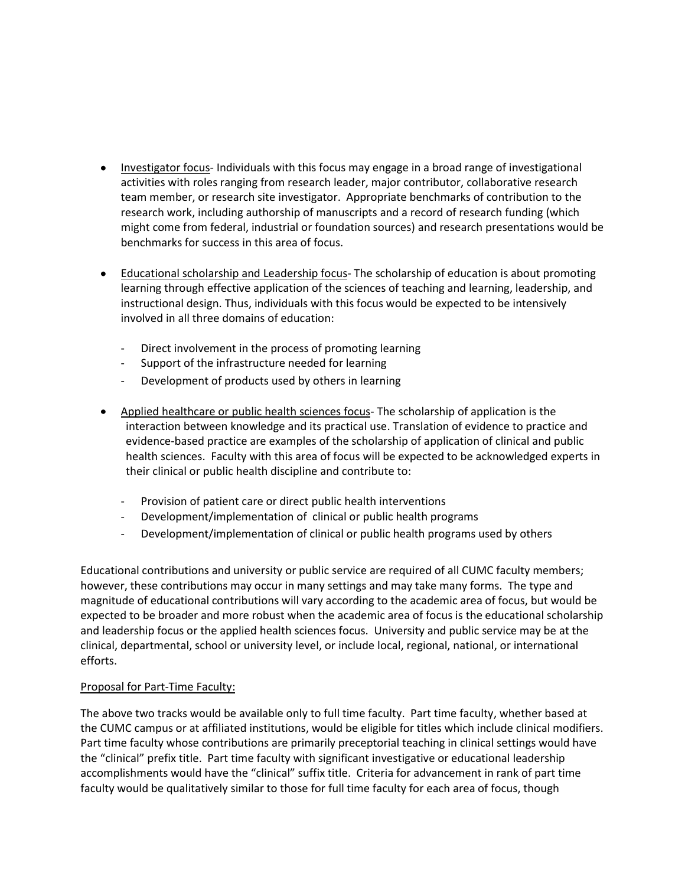- Investigator focus- Individuals with this focus may engage in a broad range of investigational activities with roles ranging from research leader, major contributor, collaborative research team member, or research site investigator. Appropriate benchmarks of contribution to the research work, including authorship of manuscripts and a record of research funding (which might come from federal, industrial or foundation sources) and research presentations would be benchmarks for success in this area of focus.

- Educational scholarship and Leadership focus- The scholarship of education is about promoting learning through effective application of the sciences of teaching and learning, leadership, and instructional design. Thus, individuals with this focus would be expected to be intensively involved in all three domains of education:

  - Direct involvement in the process of promoting learning
  - Support of the infrastructure needed for learning
  - Development of products used by others in learning

- Applied healthcare or public health sciences focus- The scholarship of application is the interaction between knowledge and its practical use. Translation of evidence to practice and evidence-based practice are examples of the scholarship of application of clinical and public health sciences. Faculty with this area of focus will be expected to be acknowledged experts in their clinical or public health discipline and contribute to:

  - Provision of patient care or direct public health interventions
  - Development/implementation of clinical or public health programs
  - Development/implementation of clinical or public health programs used by others

Educational contributions and university or public service are required of all CUMC faculty members; however, these contributions may occur in many settings and may take many forms. The type and magnitude of educational contributions will vary according to the academic area of focus, but would be expected to be broader and more robust when the academic area of focus is the educational scholarship and leadership focus or the applied health sciences focus. University and public service may be at the clinical, departmental, school or university level, or include local, regional, national, or international efforts.

Proposal for Part-Time Faculty:

The above two tracks would be available only to full time faculty. Part time faculty, whether based at the CUMC campus or at affiliated institutions, would be eligible for titles which include clinical modifiers. Part time faculty whose contributions are primarily preceptorial teaching in clinical settings would have the "clinical" prefix title. Part time faculty with significant investigative or educational leadership accomplishments would have the "clinical" suffix title. Criteria for advancement in rank of part time faculty would be qualitatively similar to those for full time faculty for each area of focus, though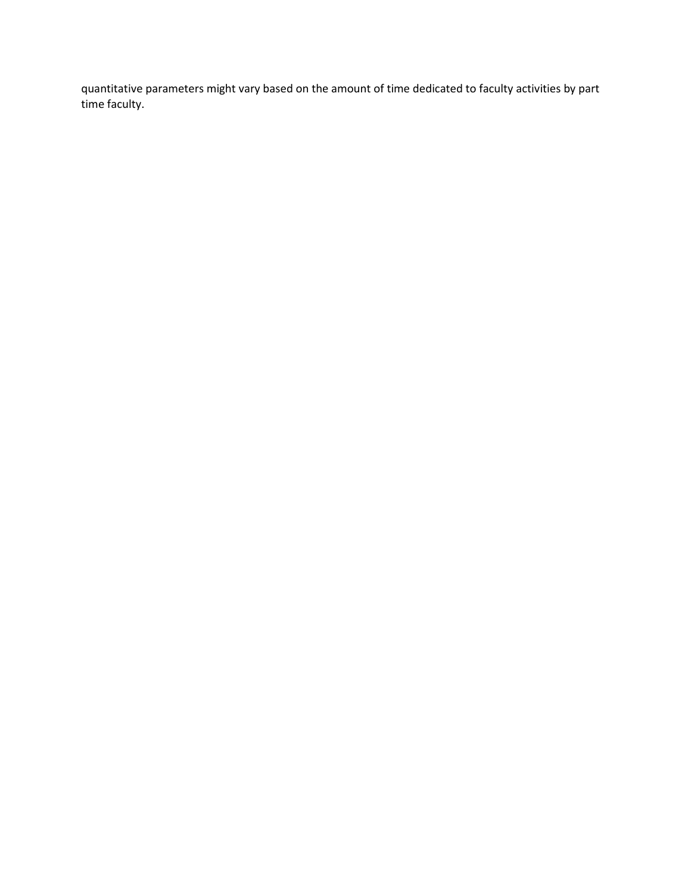quantitative parameters might vary based on the amount of time dedicated to faculty activities by part time faculty.